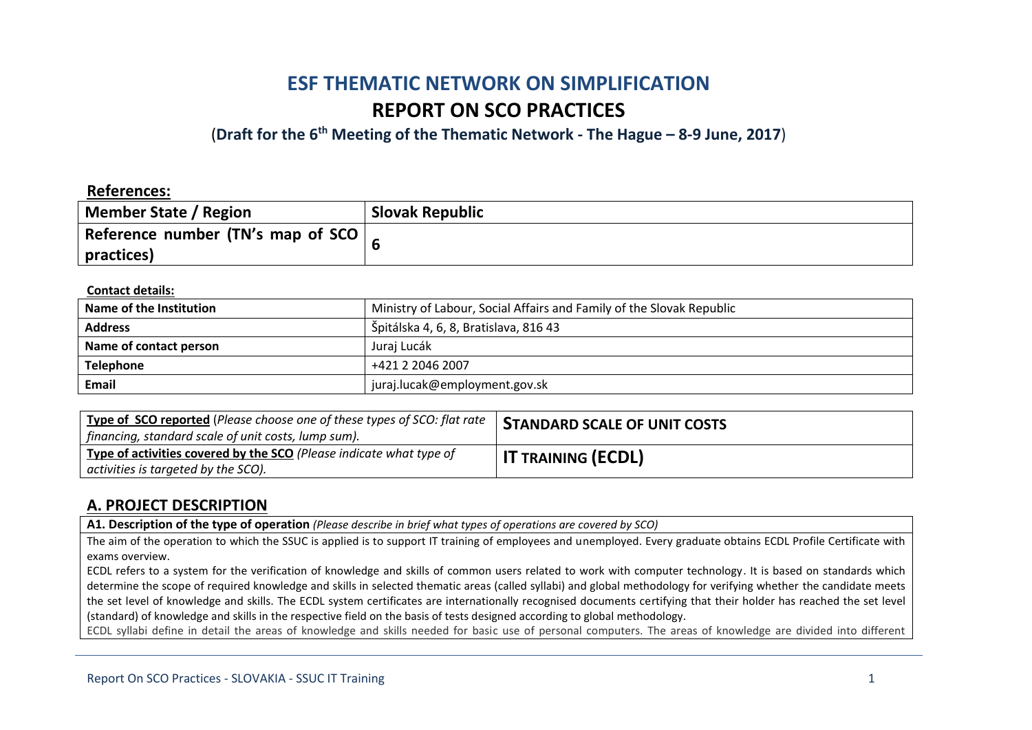# ESF THEMATIC NETWORK ON SIMPLIFICATION

## REPORT ON SCO PRACTICES

(**Draft for the 6th Meeting of the Thematic Network - The Hague – 8-9 June, 2017**)

**References:**

| Member State / Region | Slovak Republic |
|---|---|
| **Reference number (TN's map of SCO practices)** | **6** |

**Contact details:**

| Name of the Institution | Ministry of Labour, Social Affairs and Family of the Slovak Republic |
|---|---|
| **Address** | Špitálska 4, 6, 8, Bratislava, 816 43 |
| **Name of contact person** | Juraj Lucák |
| **Telephone** | +421 2 2046 2007 |
| **Email** | juraj.lucak@employment.gov.sk |

| **Type of SCO reported** (*Please choose one of these types of SCO: flat rate financing, standard scale of unit costs, lump sum).* | **STANDARD SCALE OF UNIT COSTS** |
|---|---|
| **Type of activities covered by the SCO** (*Please indicate what type of activities is targeted by the SCO).* | **IT TRAINING (ECDL)** |

## A. PROJECT DESCRIPTION

**A1. Description of the type of operation** *(Please describe in brief what types of operations are covered by SCO)*

The aim of the operation to which the SSUC is applied is to support IT training of employees and unemployed. Every graduate obtains ECDL Profile Certificate with exams overview.

ECDL refers to a system for the verification of knowledge and skills of common users related to work with computer technology. It is based on standards which determine the scope of required knowledge and skills in selected thematic areas (called syllabi) and global methodology for verifying whether the candidate meets the set level of knowledge and skills. The ECDL system certificates are internationally recognised documents certifying that their holder has reached the set level (standard) of knowledge and skills in the respective field on the basis of tests designed according to global methodology.

ECDL syllabi define in detail the areas of knowledge and skills needed for basic use of personal computers. The areas of knowledge are divided into different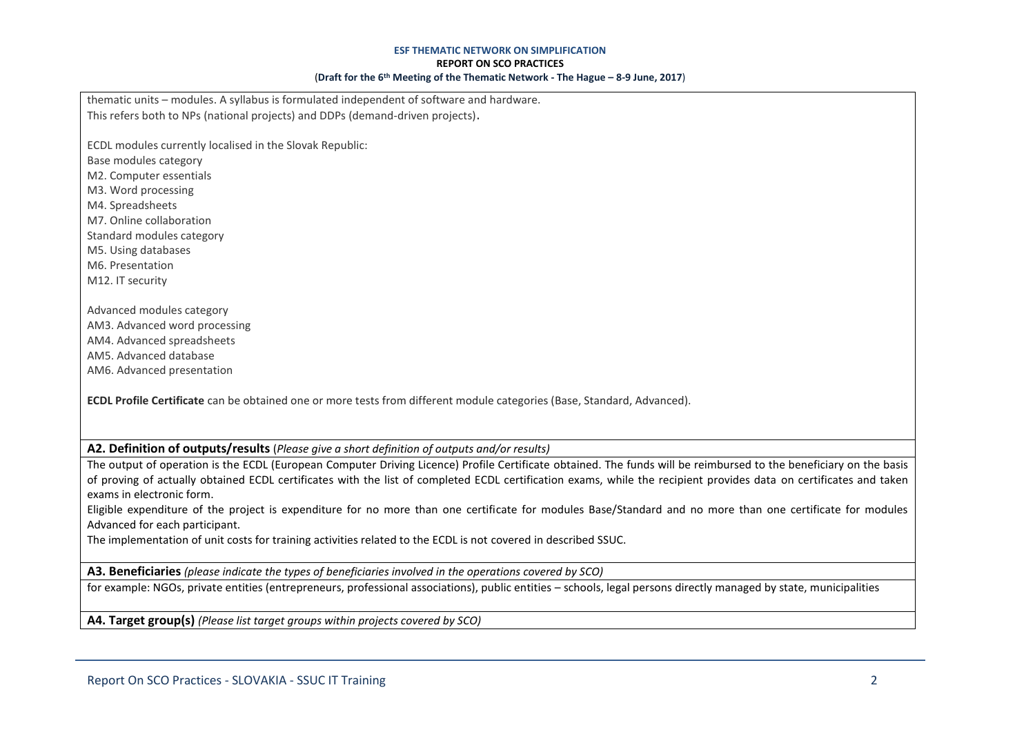thematic units – modules. A syllabus is formulated independent of software and hardware.
This refers both to NPs (national projects) and DDPs (demand-driven projects).

ECDL modules currently localised in the Slovak Republic:
Base modules category
M2. Computer essentials
M3. Word processing
M4. Spreadsheets
M7. Online collaboration
Standard modules category
M5. Using databases
M6. Presentation
M12. IT security

Advanced modules category
AM3. Advanced word processing
AM4. Advanced spreadsheets
AM5. Advanced database
AM6. Advanced presentation

**ECDL Profile Certificate** can be obtained one or more tests from different module categories (Base, Standard, Advanced).

**A2. Definition of outputs/results** (*Please give a short definition of outputs and/or results)*

The output of operation is the ECDL (European Computer Driving Licence) Profile Certificate obtained. The funds will be reimbursed to the beneficiary on the basis of proving of actually obtained ECDL certificates with the list of completed ECDL certification exams, while the recipient provides data on certificates and taken exams in electronic form.

Eligible expenditure of the project is expenditure for no more than one certificate for modules Base/Standard and no more than one certificate for modules Advanced for each participant.

The implementation of unit costs for training activities related to the ECDL is not covered in described SSUC.

**A3. Beneficiaries** *(please indicate the types of beneficiaries involved in the operations covered by SCO)*

for example: NGOs, private entities (entrepreneurs, professional associations), public entities – schools, legal persons directly managed by state, municipalities

**A4. Target group(s)** *(Please list target groups within projects covered by SCO)*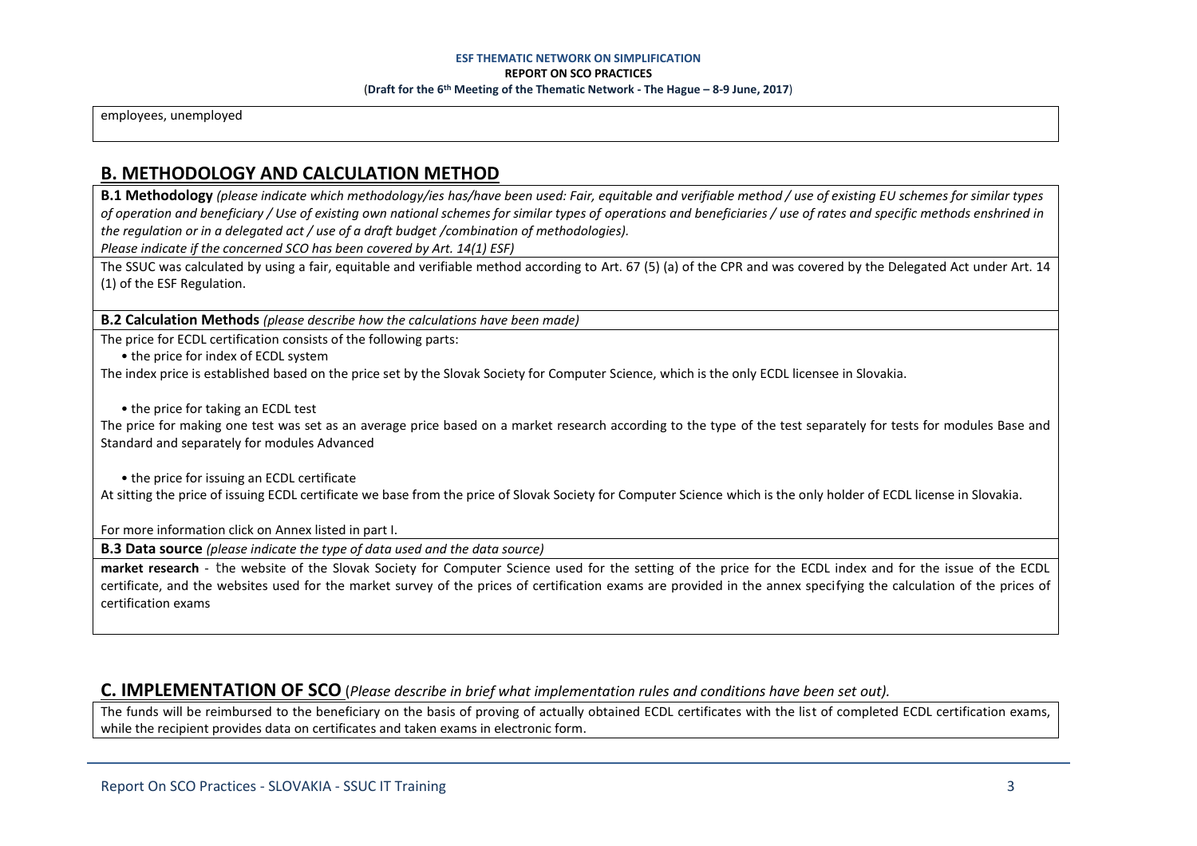employees, unemployed

## B. METHODOLOGY AND CALCULATION METHOD

**B.1 Methodology** *(please indicate which methodology/ies has/have been used: Fair, equitable and verifiable method / use of existing EU schemes for similar types of operation and beneficiary / Use of existing own national schemes for similar types of operations and beneficiaries / use of rates and specific methods enshrined in the regulation or in a delegated act / use of a draft budget /combination of methodologies).*
*Please indicate if the concerned SCO has been covered by Art. 14(1) ESF)*

The SSUC was calculated by using a fair, equitable and verifiable method according to Art. 67 (5) (a) of the CPR and was covered by the Delegated Act under Art. 14 (1) of the ESF Regulation.

**B.2 Calculation Methods** *(please describe how the calculations have been made)*

The price for ECDL certification consists of the following parts:

- the price for index of ECDL system

The index price is established based on the price set by the Slovak Society for Computer Science, which is the only ECDL licensee in Slovakia.

- the price for taking an ECDL test

The price for making one test was set as an average price based on a market research according to the type of the test separately for tests for modules Base and Standard and separately for modules Advanced

- the price for issuing an ECDL certificate

At sitting the price of issuing ECDL certificate we base from the price of Slovak Society for Computer Science which is the only holder of ECDL license in Slovakia.

For more information click on Annex listed in part I.

**B.3 Data source** *(please indicate the type of data used and the data source)*

**market research** - the website of the Slovak Society for Computer Science used for the setting of the price for the ECDL index and for the issue of the ECDL certificate, and the websites used for the market survey of the prices of certification exams are provided in the annex specifying the calculation of the prices of certification exams

## C. IMPLEMENTATION OF SCO (*Please describe in brief what implementation rules and conditions have been set out).*

The funds will be reimbursed to the beneficiary on the basis of proving of actually obtained ECDL certificates with the list of completed ECDL certification exams, while the recipient provides data on certificates and taken exams in electronic form.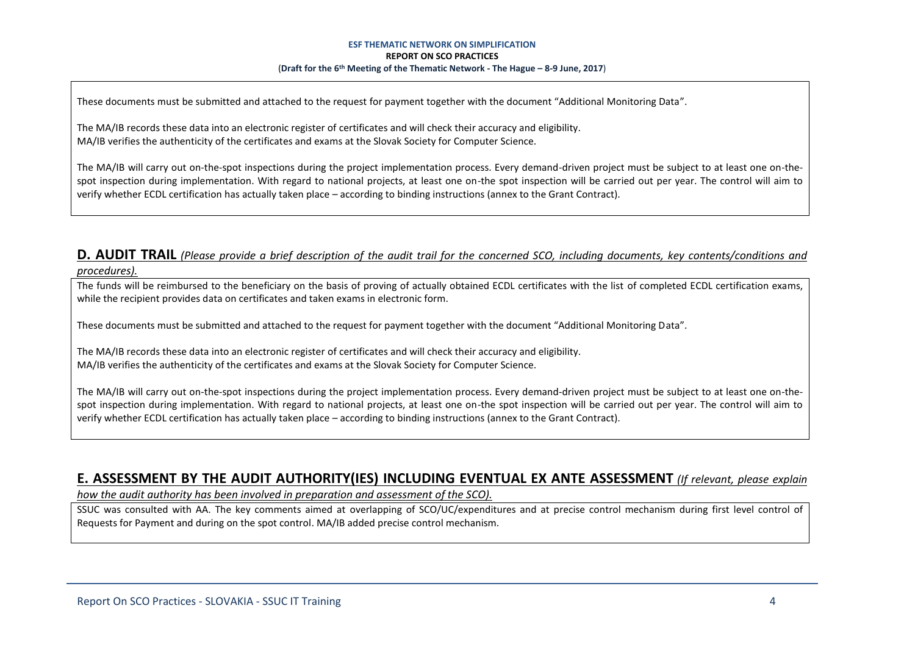These documents must be submitted and attached to the request for payment together with the document "Additional Monitoring Data".

The MA/IB records these data into an electronic register of certificates and will check their accuracy and eligibility.
MA/IB verifies the authenticity of the certificates and exams at the Slovak Society for Computer Science.

The MA/IB will carry out on-the-spot inspections during the project implementation process. Every demand-driven project must be subject to at least one on-the-spot inspection during implementation. With regard to national projects, at least one on-the spot inspection will be carried out per year. The control will aim to verify whether ECDL certification has actually taken place – according to binding instructions (annex to the Grant Contract).

## D. AUDIT TRAIL *(Please provide a brief description of the audit trail for the concerned SCO, including documents, key contents/conditions and procedures).*

The funds will be reimbursed to the beneficiary on the basis of proving of actually obtained ECDL certificates with the list of completed ECDL certification exams, while the recipient provides data on certificates and taken exams in electronic form.

These documents must be submitted and attached to the request for payment together with the document "Additional Monitoring Data".

The MA/IB records these data into an electronic register of certificates and will check their accuracy and eligibility.
MA/IB verifies the authenticity of the certificates and exams at the Slovak Society for Computer Science.

The MA/IB will carry out on-the-spot inspections during the project implementation process. Every demand-driven project must be subject to at least one on-the-spot inspection during implementation. With regard to national projects, at least one on-the spot inspection will be carried out per year. The control will aim to verify whether ECDL certification has actually taken place – according to binding instructions (annex to the Grant Contract).

## E. ASSESSMENT BY THE AUDIT AUTHORITY(IES) INCLUDING EVENTUAL EX ANTE ASSESSMENT *(If relevant, please explain how the audit authority has been involved in preparation and assessment of the SCO).*

SSUC was consulted with AA. The key comments aimed at overlapping of SCO/UC/expenditures and at precise control mechanism during first level control of Requests for Payment and during on the spot control. MA/IB added precise control mechanism.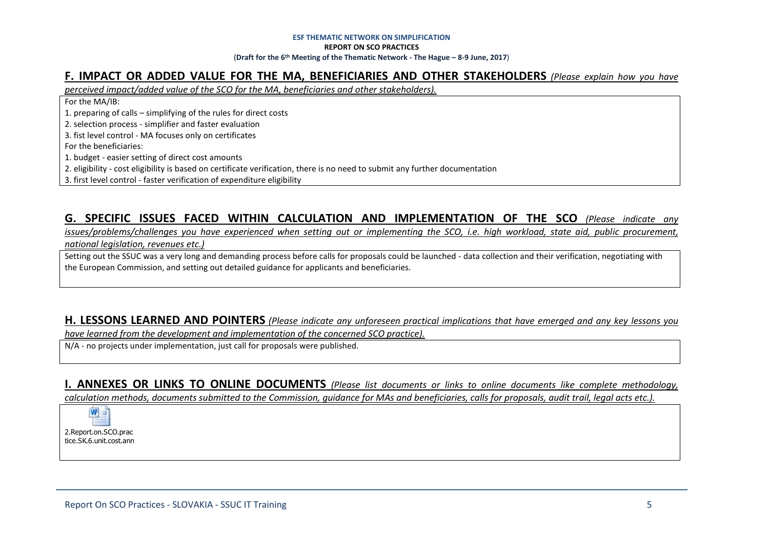## F. IMPACT OR ADDED VALUE FOR THE MA, BENEFICIARIES AND OTHER STAKEHOLDERS *(Please explain how you have perceived impact/added value of the SCO for the MA, beneficiaries and other stakeholders).*

For the MA/IB:

1. preparing of calls – simplifying of the rules for direct costs
2. selection process - simplifier and faster evaluation
3. fist level control - MA focuses only on certificates

For the beneficiaries:

1. budget - easier setting of direct cost amounts
2. eligibility - cost eligibility is based on certificate verification, there is no need to submit any further documentation
3. first level control - faster verification of expenditure eligibility

## G. SPECIFIC ISSUES FACED WITHIN CALCULATION AND IMPLEMENTATION OF THE SCO *(Please indicate any issues/problems/challenges you have experienced when setting out or implementing the SCO, i.e. high workload, state aid, public procurement, national legislation, revenues etc.)*

Setting out the SSUC was a very long and demanding process before calls for proposals could be launched - data collection and their verification, negotiating with the European Commission, and setting out detailed guidance for applicants and beneficiaries.

## H. LESSONS LEARNED AND POINTERS *(Please indicate any unforeseen practical implications that have emerged and any key lessons you have learned from the development and implementation of the concerned SCO practice).*

N/A - no projects under implementation, just call for proposals were published.

## I. ANNEXES OR LINKS TO ONLINE DOCUMENTS *(Please list documents or links to online documents like complete methodology, calculation methods, documents submitted to the Commission, guidance for MAs and beneficiaries, calls for proposals, audit trail, legal acts etc.).*

2.Report.on.SCO.practice.SK.6.unit.cost.ann